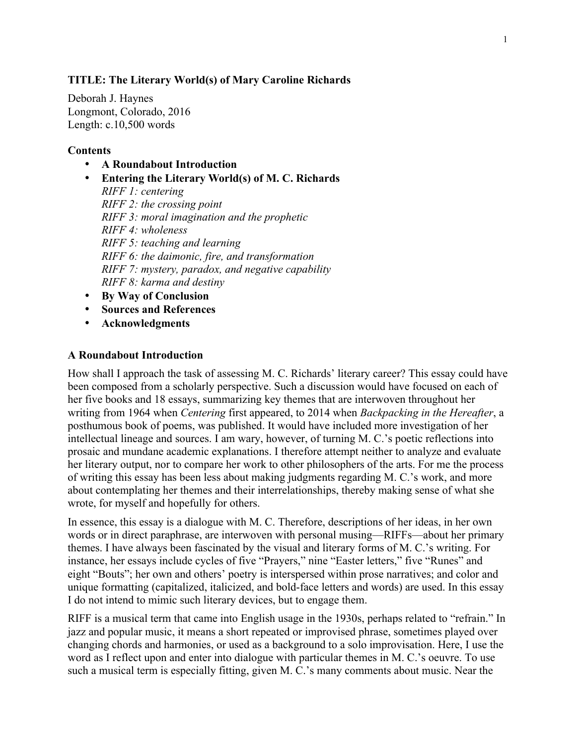**TITLE: The Literary World(s) of Mary Caroline Richards**

Deborah J. Haynes
Longmont, Colorado, 2016
Length: c.10,500 words

**Contents**

- **A Roundabout Introduction**
- **Entering the Literary World(s) of M. C. Richards**
  *RIFF 1: centering*
  *RIFF 2: the crossing point*
  *RIFF 3: moral imagination and the prophetic*
  *RIFF 4: wholeness*
  *RIFF 5: teaching and learning*
  *RIFF 6: the daimonic, fire, and transformation*
  *RIFF 7: mystery, paradox, and negative capability*
  *RIFF 8: karma and destiny*
- **By Way of Conclusion**
- **Sources and References**
- **Acknowledgments**

## A Roundabout Introduction

How shall I approach the task of assessing M. C. Richards' literary career? This essay could have been composed from a scholarly perspective. Such a discussion would have focused on each of her five books and 18 essays, summarizing key themes that are interwoven throughout her writing from 1964 when *Centering* first appeared, to 2014 when *Backpacking in the Hereafter*, a posthumous book of poems, was published. It would have included more investigation of her intellectual lineage and sources. I am wary, however, of turning M. C.'s poetic reflections into prosaic and mundane academic explanations. I therefore attempt neither to analyze and evaluate her literary output, nor to compare her work to other philosophers of the arts. For me the process of writing this essay has been less about making judgments regarding M. C.'s work, and more about contemplating her themes and their interrelationships, thereby making sense of what she wrote, for myself and hopefully for others.

In essence, this essay is a dialogue with M. C. Therefore, descriptions of her ideas, in her own words or in direct paraphrase, are interwoven with personal musing—RIFFs—about her primary themes. I have always been fascinated by the visual and literary forms of M. C.'s writing. For instance, her essays include cycles of five "Prayers," nine "Easter letters," five "Runes" and eight "Bouts"; her own and others' poetry is interspersed within prose narratives; and color and unique formatting (capitalized, italicized, and bold-face letters and words) are used. In this essay I do not intend to mimic such literary devices, but to engage them.

RIFF is a musical term that came into English usage in the 1930s, perhaps related to "refrain." In jazz and popular music, it means a short repeated or improvised phrase, sometimes played over changing chords and harmonies, or used as a background to a solo improvisation. Here, I use the word as I reflect upon and enter into dialogue with particular themes in M. C.'s oeuvre. To use such a musical term is especially fitting, given M. C.'s many comments about music. Near the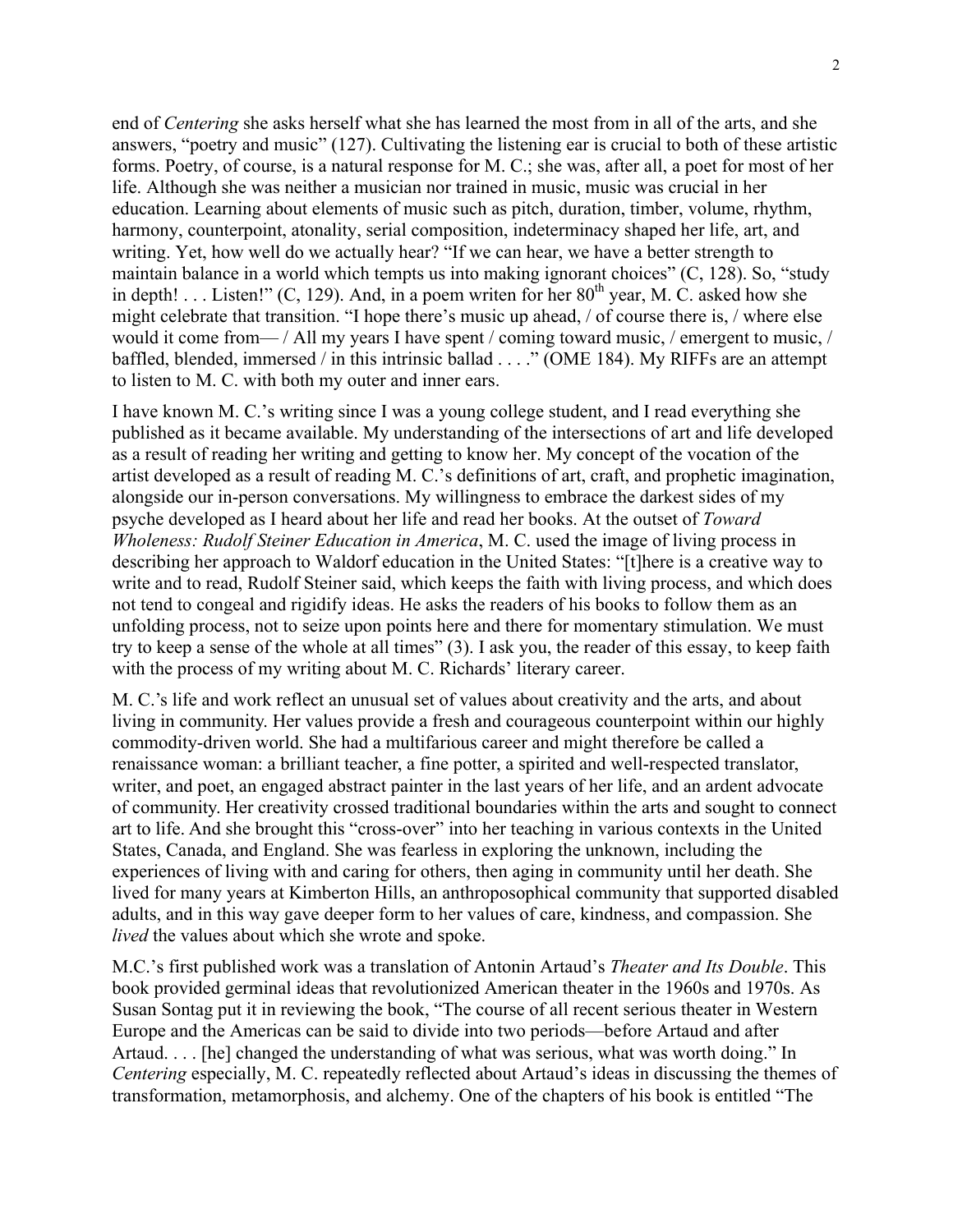end of *Centering* she asks herself what she has learned the most from in all of the arts, and she answers, “poetry and music” (127). Cultivating the listening ear is crucial to both of these artistic forms. Poetry, of course, is a natural response for M. C.; she was, after all, a poet for most of her life. Although she was neither a musician nor trained in music, music was crucial in her education. Learning about elements of music such as pitch, duration, timber, volume, rhythm, harmony, counterpoint, atonality, serial composition, indeterminacy shaped her life, art, and writing. Yet, how well do we actually hear? “If we can hear, we have a better strength to maintain balance in a world which tempts us into making ignorant choices” (C, 128). So, “study in depth! . . . Listen!” (C, 129). And, in a poem writen for her 80th year, M. C. asked how she might celebrate that transition. “I hope there’s music up ahead, / of course there is, / where else would it come from— / All my years I have spent / coming toward music, / emergent to music, / baffled, blended, immersed / in this intrinsic ballad . . . .” (OME 184). My RIFFs are an attempt to listen to M. C. with both my outer and inner ears.

I have known M. C.’s writing since I was a young college student, and I read everything she published as it became available. My understanding of the intersections of art and life developed as a result of reading her writing and getting to know her. My concept of the vocation of the artist developed as a result of reading M. C.’s definitions of art, craft, and prophetic imagination, alongside our in-person conversations. My willingness to embrace the darkest sides of my psyche developed as I heard about her life and read her books. At the outset of *Toward Wholeness: Rudolf Steiner Education in America*, M. C. used the image of living process in describing her approach to Waldorf education in the United States: “[t]here is a creative way to write and to read, Rudolf Steiner said, which keeps the faith with living process, and which does not tend to congeal and rigidify ideas. He asks the readers of his books to follow them as an unfolding process, not to seize upon points here and there for momentary stimulation. We must try to keep a sense of the whole at all times” (3). I ask you, the reader of this essay, to keep faith with the process of my writing about M. C. Richards’ literary career.

M. C.’s life and work reflect an unusual set of values about creativity and the arts, and about living in community. Her values provide a fresh and courageous counterpoint within our highly commodity-driven world. She had a multifarious career and might therefore be called a renaissance woman: a brilliant teacher, a fine potter, a spirited and well-respected translator, writer, and poet, an engaged abstract painter in the last years of her life, and an ardent advocate of community. Her creativity crossed traditional boundaries within the arts and sought to connect art to life. And she brought this “cross-over” into her teaching in various contexts in the United States, Canada, and England. She was fearless in exploring the unknown, including the experiences of living with and caring for others, then aging in community until her death. She lived for many years at Kimberton Hills, an anthroposophical community that supported disabled adults, and in this way gave deeper form to her values of care, kindness, and compassion. She *lived* the values about which she wrote and spoke.

M.C.’s first published work was a translation of Antonin Artaud’s *Theater and Its Double*. This book provided germinal ideas that revolutionized American theater in the 1960s and 1970s. As Susan Sontag put it in reviewing the book, “The course of all recent serious theater in Western Europe and the Americas can be said to divide into two periods—before Artaud and after Artaud. . . . [he] changed the understanding of what was serious, what was worth doing.” In *Centering* especially, M. C. repeatedly reflected about Artaud’s ideas in discussing the themes of transformation, metamorphosis, and alchemy. One of the chapters of his book is entitled “The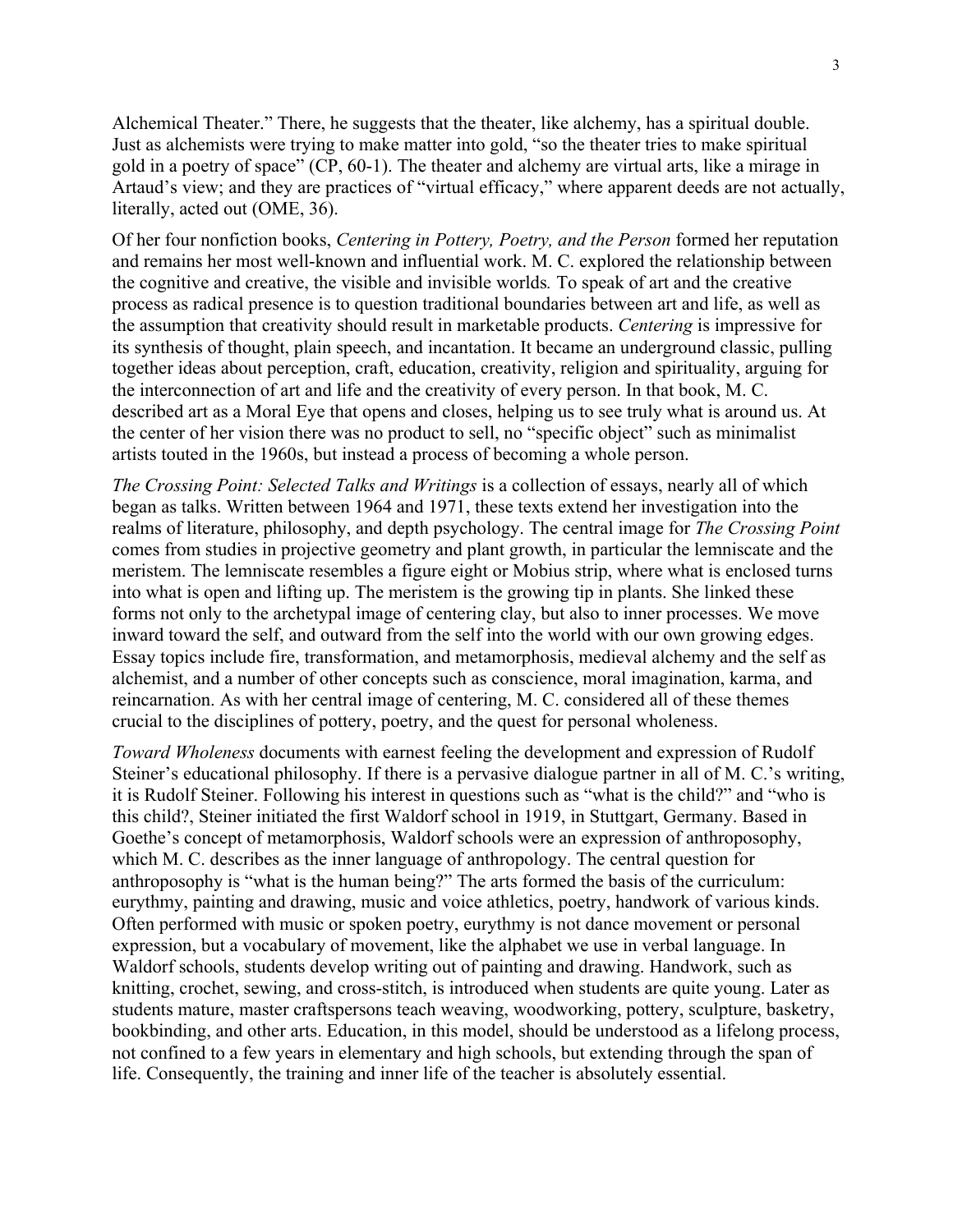Alchemical Theater." There, he suggests that the theater, like alchemy, has a spiritual double. Just as alchemists were trying to make matter into gold, "so the theater tries to make spiritual gold in a poetry of space" (CP, 60-1). The theater and alchemy are virtual arts, like a mirage in Artaud's view; and they are practices of "virtual efficacy," where apparent deeds are not actually, literally, acted out (OME, 36).

Of her four nonfiction books, *Centering in Pottery, Poetry, and the Person* formed her reputation and remains her most well-known and influential work. M. C. explored the relationship between the cognitive and creative, the visible and invisible worlds*.* To speak of art and the creative process as radical presence is to question traditional boundaries between art and life, as well as the assumption that creativity should result in marketable products. *Centering* is impressive for its synthesis of thought, plain speech, and incantation. It became an underground classic, pulling together ideas about perception, craft, education, creativity, religion and spirituality, arguing for the interconnection of art and life and the creativity of every person. In that book, M. C. described art as a Moral Eye that opens and closes, helping us to see truly what is around us. At the center of her vision there was no product to sell, no "specific object" such as minimalist artists touted in the 1960s, but instead a process of becoming a whole person.

*The Crossing Point: Selected Talks and Writings* is a collection of essays, nearly all of which began as talks. Written between 1964 and 1971, these texts extend her investigation into the realms of literature, philosophy, and depth psychology. The central image for *The Crossing Point* comes from studies in projective geometry and plant growth, in particular the lemniscate and the meristem. The lemniscate resembles a figure eight or Mobius strip, where what is enclosed turns into what is open and lifting up. The meristem is the growing tip in plants. She linked these forms not only to the archetypal image of centering clay, but also to inner processes. We move inward toward the self, and outward from the self into the world with our own growing edges. Essay topics include fire, transformation, and metamorphosis, medieval alchemy and the self as alchemist, and a number of other concepts such as conscience, moral imagination, karma, and reincarnation. As with her central image of centering, M. C. considered all of these themes crucial to the disciplines of pottery, poetry, and the quest for personal wholeness.

*Toward Wholeness* documents with earnest feeling the development and expression of Rudolf Steiner's educational philosophy. If there is a pervasive dialogue partner in all of M. C.'s writing, it is Rudolf Steiner. Following his interest in questions such as "what is the child?" and "who is this child?, Steiner initiated the first Waldorf school in 1919, in Stuttgart, Germany. Based in Goethe's concept of metamorphosis, Waldorf schools were an expression of anthroposophy, which M. C. describes as the inner language of anthropology*.* The central question for anthroposophy is "what is the human being?" The arts formed the basis of the curriculum: eurythmy, painting and drawing, music and voice athletics, poetry, handwork of various kinds. Often performed with music or spoken poetry, eurythmy is not dance movement or personal expression, but a vocabulary of movement, like the alphabet we use in verbal language. In Waldorf schools, students develop writing out of painting and drawing. Handwork, such as knitting, crochet, sewing, and cross-stitch, is introduced when students are quite young. Later as students mature, master craftspersons teach weaving, woodworking, pottery, sculpture, basketry, bookbinding, and other arts. Education, in this model, should be understood as a lifelong process, not confined to a few years in elementary and high schools, but extending through the span of life. Consequently, the training and inner life of the teacher is absolutely essential.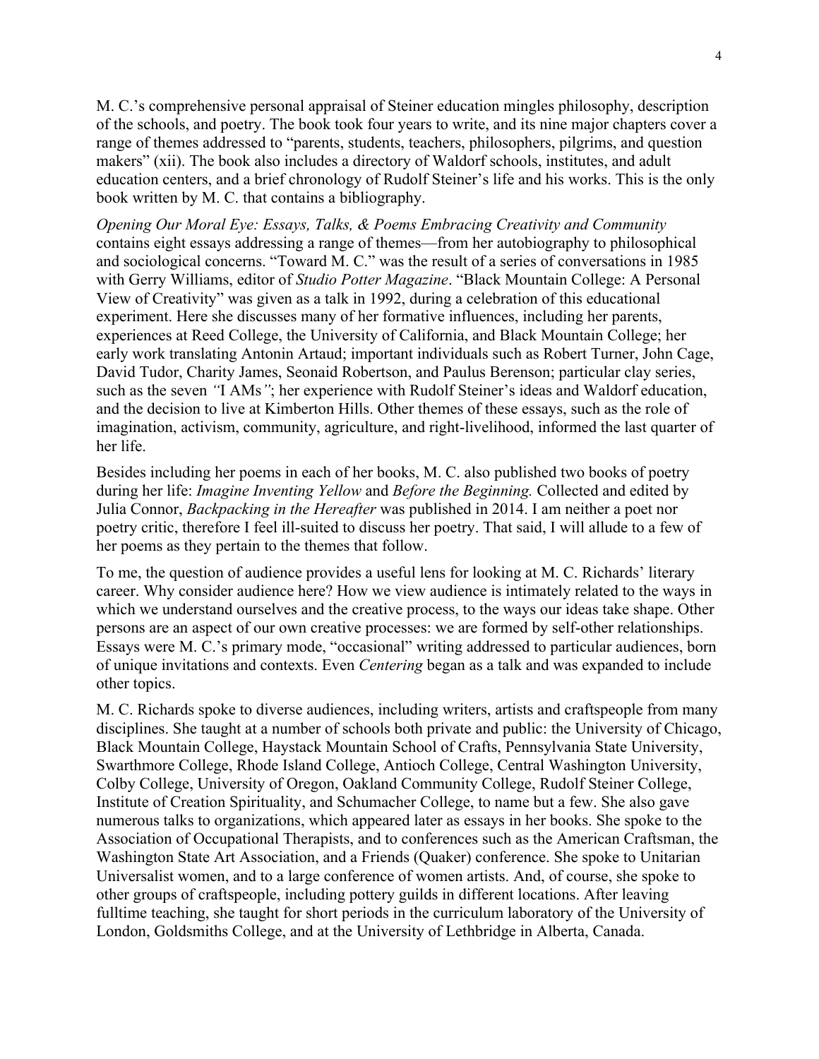M. C.'s comprehensive personal appraisal of Steiner education mingles philosophy, description of the schools, and poetry. The book took four years to write, and its nine major chapters cover a range of themes addressed to "parents, students, teachers, philosophers, pilgrims, and question makers" (xii). The book also includes a directory of Waldorf schools, institutes, and adult education centers, and a brief chronology of Rudolf Steiner's life and his works. This is the only book written by M. C. that contains a bibliography.

*Opening Our Moral Eye: Essays, Talks, & Poems Embracing Creativity and Community* contains eight essays addressing a range of themes—from her autobiography to philosophical and sociological concerns. "Toward M. C." was the result of a series of conversations in 1985 with Gerry Williams, editor of *Studio Potter Magazine*. "Black Mountain College: A Personal View of Creativity" was given as a talk in 1992, during a celebration of this educational experiment. Here she discusses many of her formative influences, including her parents, experiences at Reed College, the University of California, and Black Mountain College; her early work translating Antonin Artaud; important individuals such as Robert Turner, John Cage, David Tudor, Charity James, Seonaid Robertson, and Paulus Berenson; particular clay series, such as the seven *"*I AMs*"*; her experience with Rudolf Steiner's ideas and Waldorf education, and the decision to live at Kimberton Hills. Other themes of these essays, such as the role of imagination, activism, community, agriculture, and right-livelihood, informed the last quarter of her life.

Besides including her poems in each of her books, M. C. also published two books of poetry during her life: *Imagine Inventing Yellow* and *Before the Beginning.* Collected and edited by Julia Connor, *Backpacking in the Hereafter* was published in 2014. I am neither a poet nor poetry critic, therefore I feel ill-suited to discuss her poetry. That said, I will allude to a few of her poems as they pertain to the themes that follow.

To me, the question of audience provides a useful lens for looking at M. C. Richards' literary career. Why consider audience here? How we view audience is intimately related to the ways in which we understand ourselves and the creative process, to the ways our ideas take shape. Other persons are an aspect of our own creative processes: we are formed by self-other relationships. Essays were M. C.'s primary mode, "occasional" writing addressed to particular audiences, born of unique invitations and contexts. Even *Centering* began as a talk and was expanded to include other topics.

M. C. Richards spoke to diverse audiences, including writers, artists and craftspeople from many disciplines. She taught at a number of schools both private and public: the University of Chicago, Black Mountain College, Haystack Mountain School of Crafts, Pennsylvania State University, Swarthmore College, Rhode Island College, Antioch College, Central Washington University, Colby College, University of Oregon, Oakland Community College, Rudolf Steiner College, Institute of Creation Spirituality, and Schumacher College, to name but a few. She also gave numerous talks to organizations, which appeared later as essays in her books. She spoke to the Association of Occupational Therapists, and to conferences such as the American Craftsman, the Washington State Art Association, and a Friends (Quaker) conference. She spoke to Unitarian Universalist women, and to a large conference of women artists. And, of course, she spoke to other groups of craftspeople, including pottery guilds in different locations. After leaving fulltime teaching, she taught for short periods in the curriculum laboratory of the University of London, Goldsmiths College, and at the University of Lethbridge in Alberta, Canada.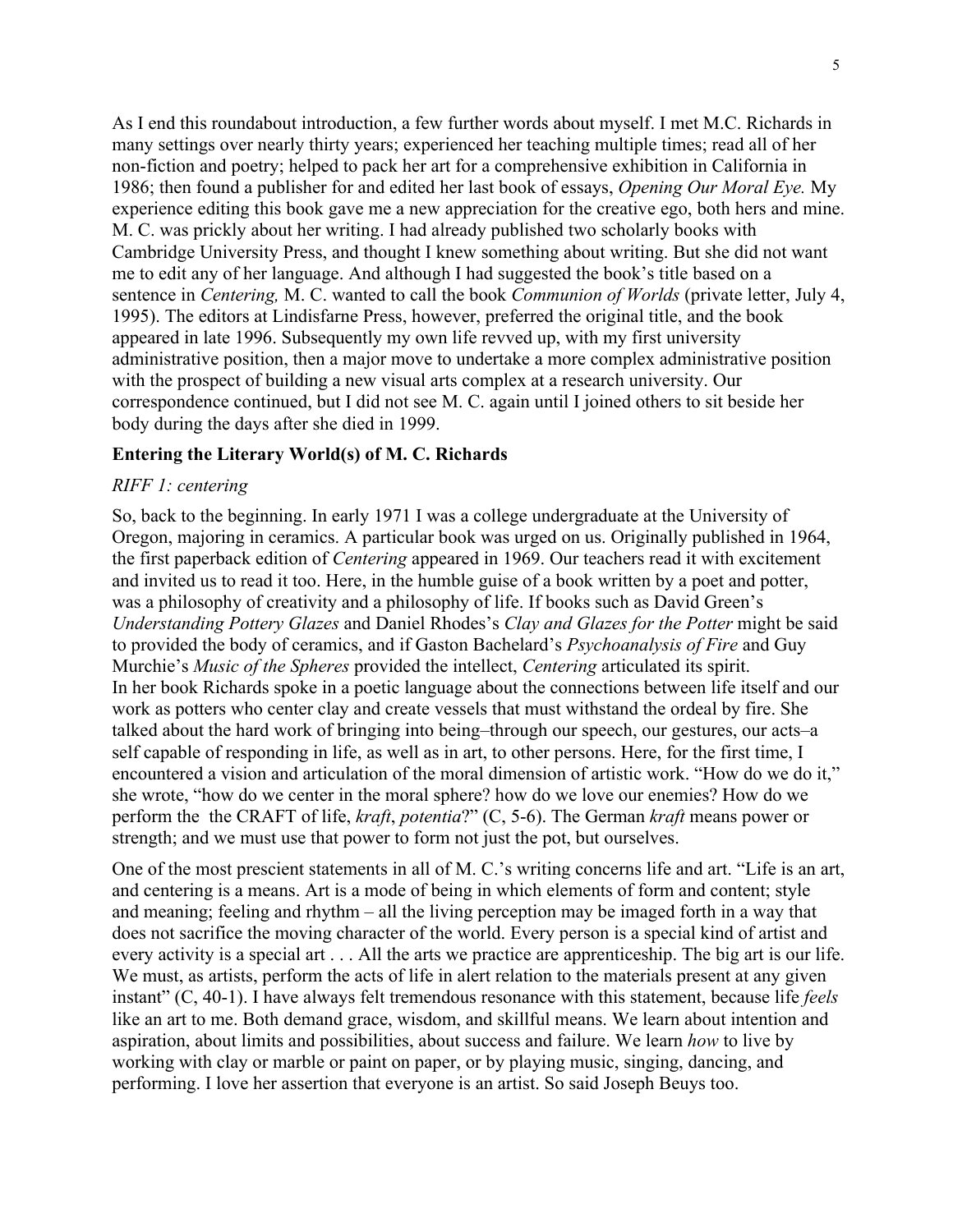As I end this roundabout introduction, a few further words about myself. I met M.C. Richards in many settings over nearly thirty years; experienced her teaching multiple times; read all of her non-fiction and poetry; helped to pack her art for a comprehensive exhibition in California in 1986; then found a publisher for and edited her last book of essays, *Opening Our Moral Eye.* My experience editing this book gave me a new appreciation for the creative ego, both hers and mine. M. C. was prickly about her writing. I had already published two scholarly books with Cambridge University Press, and thought I knew something about writing. But she did not want me to edit any of her language. And although I had suggested the book's title based on a sentence in *Centering,* M. C. wanted to call the book *Communion of Worlds* (private letter, July 4, 1995). The editors at Lindisfarne Press, however, preferred the original title, and the book appeared in late 1996. Subsequently my own life revved up, with my first university administrative position, then a major move to undertake a more complex administrative position with the prospect of building a new visual arts complex at a research university. Our correspondence continued, but I did not see M. C. again until I joined others to sit beside her body during the days after she died in 1999.

**Entering the Literary World(s) of M. C. Richards**

*RIFF 1: centering*

So, back to the beginning. In early 1971 I was a college undergraduate at the University of Oregon, majoring in ceramics. A particular book was urged on us. Originally published in 1964, the first paperback edition of *Centering* appeared in 1969. Our teachers read it with excitement and invited us to read it too. Here, in the humble guise of a book written by a poet and potter, was a philosophy of creativity and a philosophy of life. If books such as David Green's *Understanding Pottery Glazes* and Daniel Rhodes's *Clay and Glazes for the Potter* might be said to provided the body of ceramics, and if Gaston Bachelard's *Psychoanalysis of Fire* and Guy Murchie's *Music of the Spheres* provided the intellect, *Centering* articulated its spirit.
In her book Richards spoke in a poetic language about the connections between life itself and our work as potters who center clay and create vessels that must withstand the ordeal by fire. She talked about the hard work of bringing into being–through our speech, our gestures, our acts–a self capable of responding in life, as well as in art, to other persons. Here, for the first time, I encountered a vision and articulation of the moral dimension of artistic work. "How do we do it," she wrote, "how do we center in the moral sphere? how do we love our enemies? How do we perform the the CRAFT of life, *kraft*, *potentia*?" (C, 5-6). The German *kraft* means power or strength; and we must use that power to form not just the pot, but ourselves.

One of the most prescient statements in all of M. C.'s writing concerns life and art. "Life is an art, and centering is a means. Art is a mode of being in which elements of form and content; style and meaning; feeling and rhythm – all the living perception may be imaged forth in a way that does not sacrifice the moving character of the world. Every person is a special kind of artist and every activity is a special art . . . All the arts we practice are apprenticeship. The big art is our life. We must, as artists, perform the acts of life in alert relation to the materials present at any given instant" (C, 40-1). I have always felt tremendous resonance with this statement, because life *feels* like an art to me. Both demand grace, wisdom, and skillful means. We learn about intention and aspiration, about limits and possibilities, about success and failure. We learn *how* to live by working with clay or marble or paint on paper, or by playing music, singing, dancing, and performing. I love her assertion that everyone is an artist. So said Joseph Beuys too.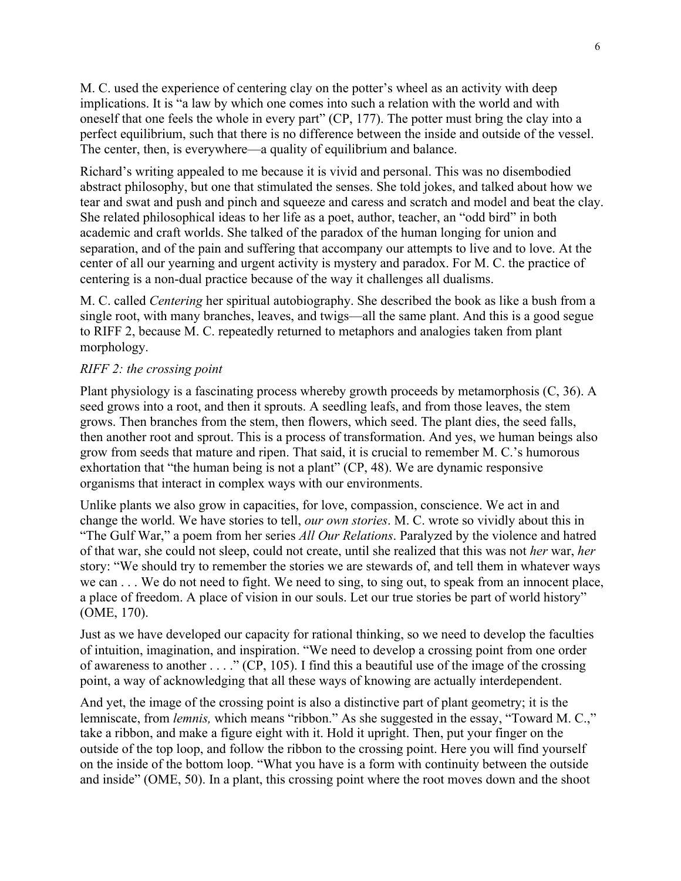M. C. used the experience of centering clay on the potter's wheel as an activity with deep implications. It is "a law by which one comes into such a relation with the world and with oneself that one feels the whole in every part" (CP, 177). The potter must bring the clay into a perfect equilibrium, such that there is no difference between the inside and outside of the vessel. The center, then, is everywhere—a quality of equilibrium and balance.

Richard's writing appealed to me because it is vivid and personal. This was no disembodied abstract philosophy, but one that stimulated the senses. She told jokes, and talked about how we tear and swat and push and pinch and squeeze and caress and scratch and model and beat the clay. She related philosophical ideas to her life as a poet, author, teacher, an "odd bird" in both academic and craft worlds. She talked of the paradox of the human longing for union and separation, and of the pain and suffering that accompany our attempts to live and to love. At the center of all our yearning and urgent activity is mystery and paradox. For M. C. the practice of centering is a non-dual practice because of the way it challenges all dualisms.

M. C. called *Centering* her spiritual autobiography. She described the book as like a bush from a single root, with many branches, leaves, and twigs—all the same plant. And this is a good segue to RIFF 2, because M. C. repeatedly returned to metaphors and analogies taken from plant morphology.

*RIFF 2: the crossing point*

Plant physiology is a fascinating process whereby growth proceeds by metamorphosis (C, 36). A seed grows into a root, and then it sprouts. A seedling leafs, and from those leaves, the stem grows. Then branches from the stem, then flowers, which seed. The plant dies, the seed falls, then another root and sprout. This is a process of transformation. And yes, we human beings also grow from seeds that mature and ripen. That said, it is crucial to remember M. C.'s humorous exhortation that "the human being is not a plant" (CP, 48). We are dynamic responsive organisms that interact in complex ways with our environments.

Unlike plants we also grow in capacities, for love, compassion, conscience. We act in and change the world. We have stories to tell, *our own stories*. M. C. wrote so vividly about this in "The Gulf War," a poem from her series *All Our Relations*. Paralyzed by the violence and hatred of that war, she could not sleep, could not create, until she realized that this was not *her* war, *her* story: "We should try to remember the stories we are stewards of, and tell them in whatever ways we can . . . We do not need to fight. We need to sing, to sing out, to speak from an innocent place, a place of freedom. A place of vision in our souls. Let our true stories be part of world history" (OME, 170).

Just as we have developed our capacity for rational thinking, so we need to develop the faculties of intuition, imagination, and inspiration. "We need to develop a crossing point from one order of awareness to another . . . ." (CP, 105). I find this a beautiful use of the image of the crossing point, a way of acknowledging that all these ways of knowing are actually interdependent.

And yet, the image of the crossing point is also a distinctive part of plant geometry; it is the lemniscate, from *lemnis,* which means "ribbon." As she suggested in the essay, "Toward M. C.," take a ribbon, and make a figure eight with it. Hold it upright. Then, put your finger on the outside of the top loop, and follow the ribbon to the crossing point. Here you will find yourself on the inside of the bottom loop. "What you have is a form with continuity between the outside and inside" (OME, 50). In a plant, this crossing point where the root moves down and the shoot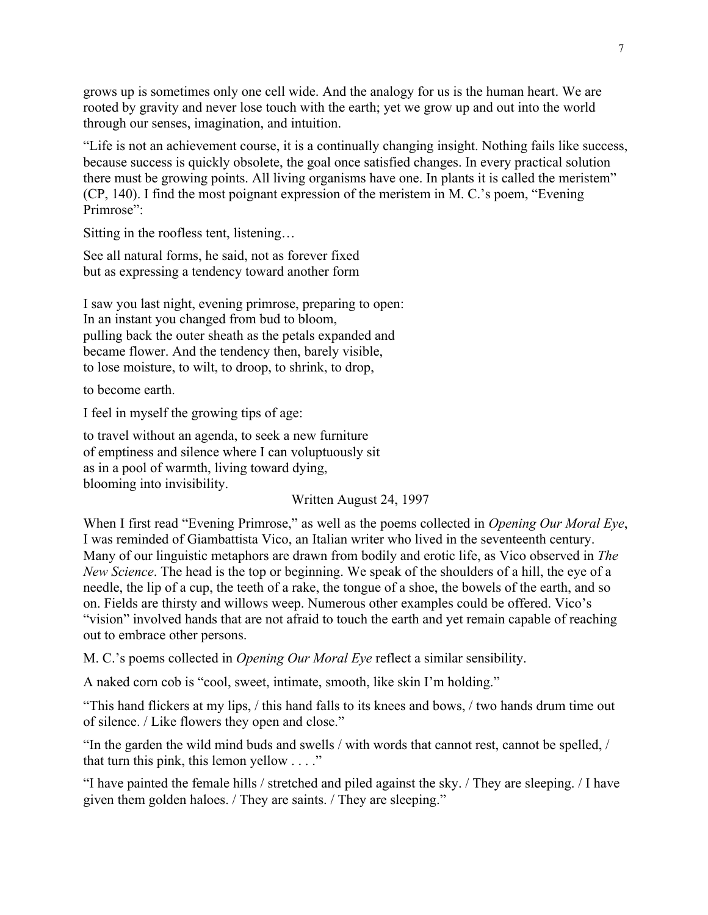grows up is sometimes only one cell wide. And the analogy for us is the human heart. We are rooted by gravity and never lose touch with the earth; yet we grow up and out into the world through our senses, imagination, and intuition.

"Life is not an achievement course, it is a continually changing insight. Nothing fails like success, because success is quickly obsolete, the goal once satisfied changes. In every practical solution there must be growing points. All living organisms have one. In plants it is called the meristem" (CP, 140). I find the most poignant expression of the meristem in M. C.'s poem, "Evening Primrose":

Sitting in the roofless tent, listening…

See all natural forms, he said, not as forever fixed  
but as expressing a tendency toward another form

I saw you last night, evening primrose, preparing to open:  
In an instant you changed from bud to bloom,  
pulling back the outer sheath as the petals expanded and  
became flower. And the tendency then, barely visible,  
to lose moisture, to wilt, to droop, to shrink, to drop,

to become earth.

I feel in myself the growing tips of age:

to travel without an agenda, to seek a new furniture  
of emptiness and silence where I can voluptuously sit  
as in a pool of warmth, living toward dying,  
blooming into invisibility.

Written August 24, 1997

When I first read "Evening Primrose," as well as the poems collected in *Opening Our Moral Eye*, I was reminded of Giambattista Vico, an Italian writer who lived in the seventeenth century. Many of our linguistic metaphors are drawn from bodily and erotic life, as Vico observed in *The New Science*. The head is the top or beginning. We speak of the shoulders of a hill, the eye of a needle, the lip of a cup, the teeth of a rake, the tongue of a shoe, the bowels of the earth, and so on. Fields are thirsty and willows weep. Numerous other examples could be offered. Vico's "vision" involved hands that are not afraid to touch the earth and yet remain capable of reaching out to embrace other persons.

M. C.'s poems collected in *Opening Our Moral Eye* reflect a similar sensibility.

A naked corn cob is "cool, sweet, intimate, smooth, like skin I'm holding."

"This hand flickers at my lips, / this hand falls to its knees and bows, / two hands drum time out of silence. / Like flowers they open and close."

"In the garden the wild mind buds and swells / with words that cannot rest, cannot be spelled, / that turn this pink, this lemon yellow . . . ."

"I have painted the female hills / stretched and piled against the sky. / They are sleeping. / I have given them golden haloes. / They are saints. / They are sleeping."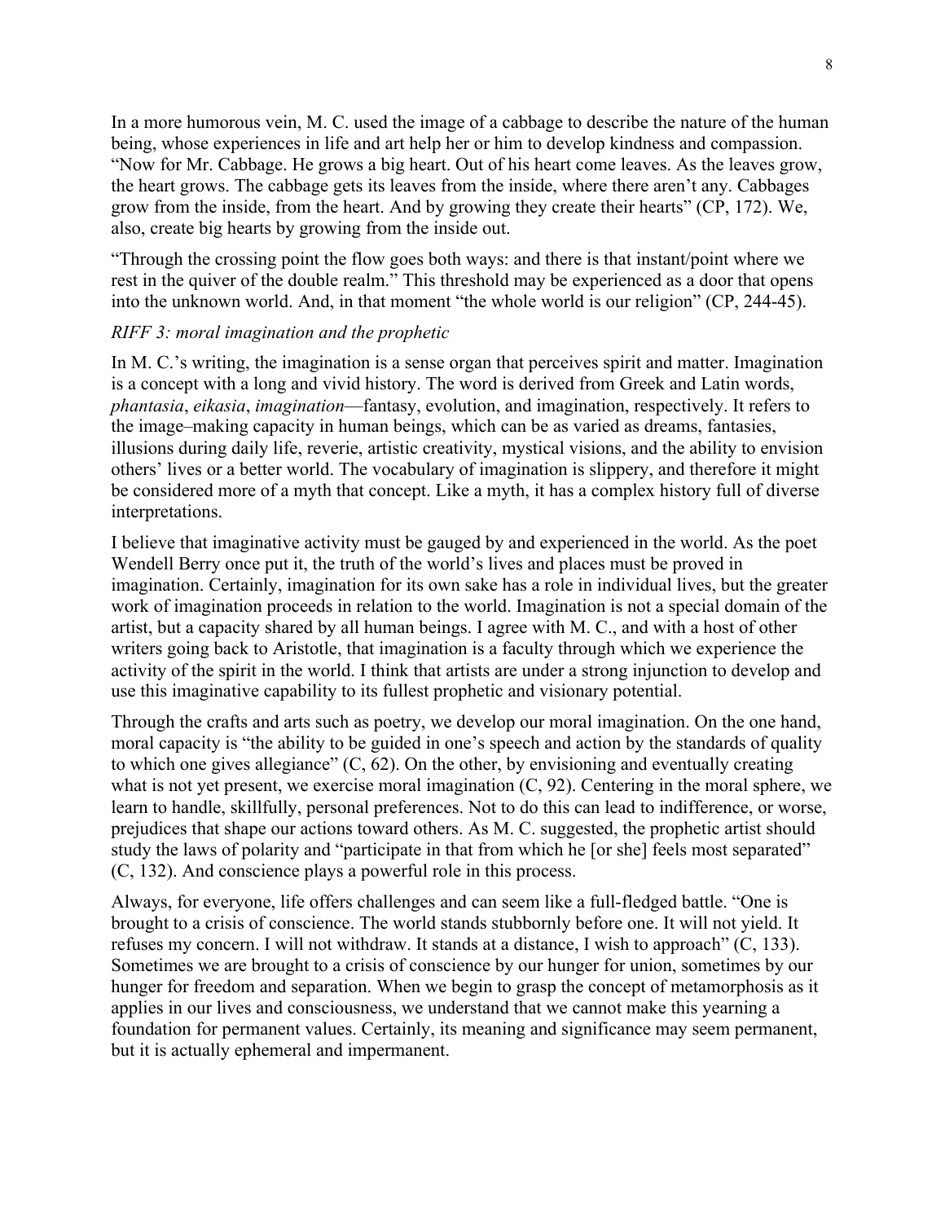In a more humorous vein, M. C. used the image of a cabbage to describe the nature of the human being, whose experiences in life and art help her or him to develop kindness and compassion. "Now for Mr. Cabbage. He grows a big heart. Out of his heart come leaves. As the leaves grow, the heart grows. The cabbage gets its leaves from the inside, where there aren't any. Cabbages grow from the inside, from the heart. And by growing they create their hearts" (CP, 172). We, also, create big hearts by growing from the inside out.

"Through the crossing point the flow goes both ways: and there is that instant/point where we rest in the quiver of the double realm." This threshold may be experienced as a door that opens into the unknown world. And, in that moment "the whole world is our religion" (CP, 244-45).

*RIFF 3: moral imagination and the prophetic*

In M. C.'s writing, the imagination is a sense organ that perceives spirit and matter. Imagination is a concept with a long and vivid history. The word is derived from Greek and Latin words, *phantasia*, *eikasia*, *imagination*—fantasy, evolution, and imagination, respectively. It refers to the image–making capacity in human beings, which can be as varied as dreams, fantasies, illusions during daily life, reverie, artistic creativity, mystical visions, and the ability to envision others' lives or a better world. The vocabulary of imagination is slippery, and therefore it might be considered more of a myth that concept. Like a myth, it has a complex history full of diverse interpretations.

I believe that imaginative activity must be gauged by and experienced in the world. As the poet Wendell Berry once put it, the truth of the world's lives and places must be proved in imagination. Certainly, imagination for its own sake has a role in individual lives, but the greater work of imagination proceeds in relation to the world. Imagination is not a special domain of the artist, but a capacity shared by all human beings. I agree with M. C., and with a host of other writers going back to Aristotle, that imagination is a faculty through which we experience the activity of the spirit in the world. I think that artists are under a strong injunction to develop and use this imaginative capability to its fullest prophetic and visionary potential.

Through the crafts and arts such as poetry, we develop our moral imagination. On the one hand, moral capacity is "the ability to be guided in one's speech and action by the standards of quality to which one gives allegiance" (C, 62). On the other, by envisioning and eventually creating what is not yet present, we exercise moral imagination (C, 92). Centering in the moral sphere, we learn to handle, skillfully, personal preferences. Not to do this can lead to indifference, or worse, prejudices that shape our actions toward others. As M. C. suggested, the prophetic artist should study the laws of polarity and "participate in that from which he [or she] feels most separated" (C, 132). And conscience plays a powerful role in this process.

Always, for everyone, life offers challenges and can seem like a full-fledged battle. "One is brought to a crisis of conscience. The world stands stubbornly before one. It will not yield. It refuses my concern. I will not withdraw. It stands at a distance, I wish to approach" (C, 133). Sometimes we are brought to a crisis of conscience by our hunger for union, sometimes by our hunger for freedom and separation. When we begin to grasp the concept of metamorphosis as it applies in our lives and consciousness, we understand that we cannot make this yearning a foundation for permanent values. Certainly, its meaning and significance may seem permanent, but it is actually ephemeral and impermanent.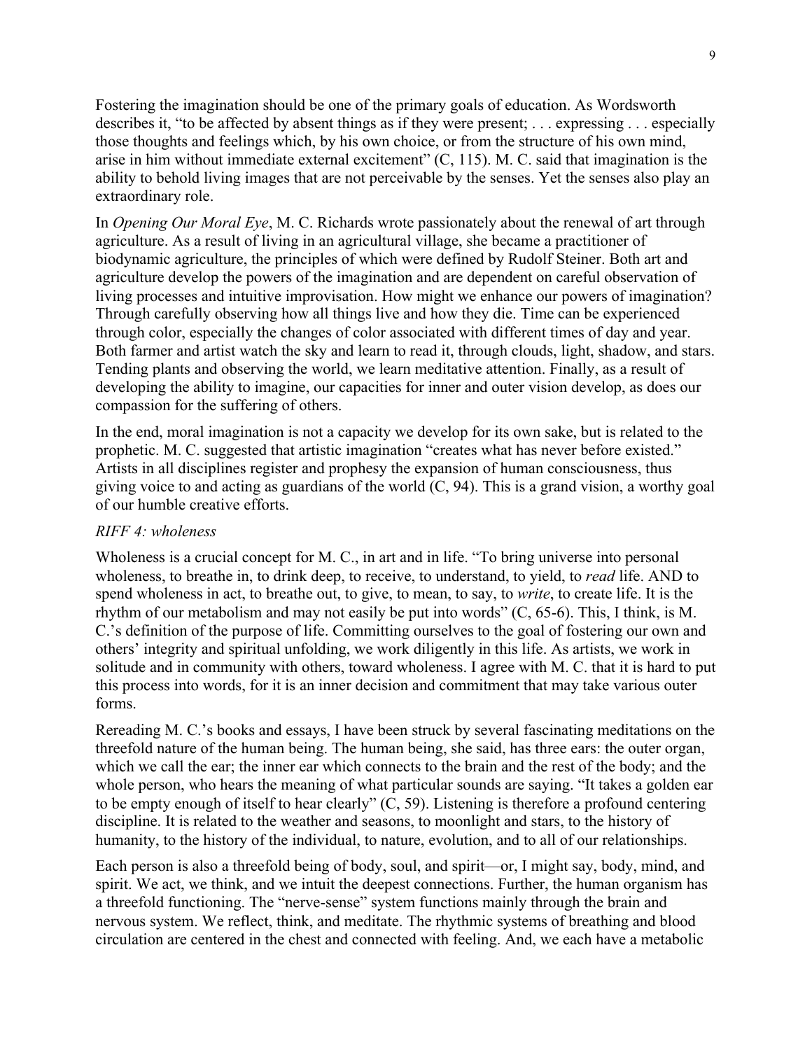Fostering the imagination should be one of the primary goals of education. As Wordsworth describes it, "to be affected by absent things as if they were present; . . . expressing . . . especially those thoughts and feelings which, by his own choice, or from the structure of his own mind, arise in him without immediate external excitement" (C, 115). M. C. said that imagination is the ability to behold living images that are not perceivable by the senses. Yet the senses also play an extraordinary role.

In *Opening Our Moral Eye*, M. C. Richards wrote passionately about the renewal of art through agriculture. As a result of living in an agricultural village, she became a practitioner of biodynamic agriculture, the principles of which were defined by Rudolf Steiner. Both art and agriculture develop the powers of the imagination and are dependent on careful observation of living processes and intuitive improvisation. How might we enhance our powers of imagination? Through carefully observing how all things live and how they die. Time can be experienced through color, especially the changes of color associated with different times of day and year. Both farmer and artist watch the sky and learn to read it, through clouds, light, shadow, and stars. Tending plants and observing the world, we learn meditative attention. Finally, as a result of developing the ability to imagine, our capacities for inner and outer vision develop, as does our compassion for the suffering of others.

In the end, moral imagination is not a capacity we develop for its own sake, but is related to the prophetic. M. C. suggested that artistic imagination "creates what has never before existed." Artists in all disciplines register and prophesy the expansion of human consciousness, thus giving voice to and acting as guardians of the world (C, 94). This is a grand vision, a worthy goal of our humble creative efforts.

*RIFF 4: wholeness*

Wholeness is a crucial concept for M. C., in art and in life. "To bring universe into personal wholeness, to breathe in, to drink deep, to receive, to understand, to yield, to *read* life. AND to spend wholeness in act, to breathe out, to give, to mean, to say, to *write*, to create life. It is the rhythm of our metabolism and may not easily be put into words" (C, 65-6). This, I think, is M. C.'s definition of the purpose of life. Committing ourselves to the goal of fostering our own and others' integrity and spiritual unfolding, we work diligently in this life. As artists, we work in solitude and in community with others, toward wholeness. I agree with M. C. that it is hard to put this process into words, for it is an inner decision and commitment that may take various outer forms.

Rereading M. C.'s books and essays, I have been struck by several fascinating meditations on the threefold nature of the human being. The human being, she said, has three ears: the outer organ, which we call the ear; the inner ear which connects to the brain and the rest of the body; and the whole person, who hears the meaning of what particular sounds are saying. "It takes a golden ear to be empty enough of itself to hear clearly" (C, 59). Listening is therefore a profound centering discipline. It is related to the weather and seasons, to moonlight and stars, to the history of humanity, to the history of the individual, to nature, evolution, and to all of our relationships.

Each person is also a threefold being of body, soul, and spirit—or, I might say, body, mind, and spirit. We act, we think, and we intuit the deepest connections. Further, the human organism has a threefold functioning. The "nerve-sense" system functions mainly through the brain and nervous system. We reflect, think, and meditate. The rhythmic systems of breathing and blood circulation are centered in the chest and connected with feeling. And, we each have a metabolic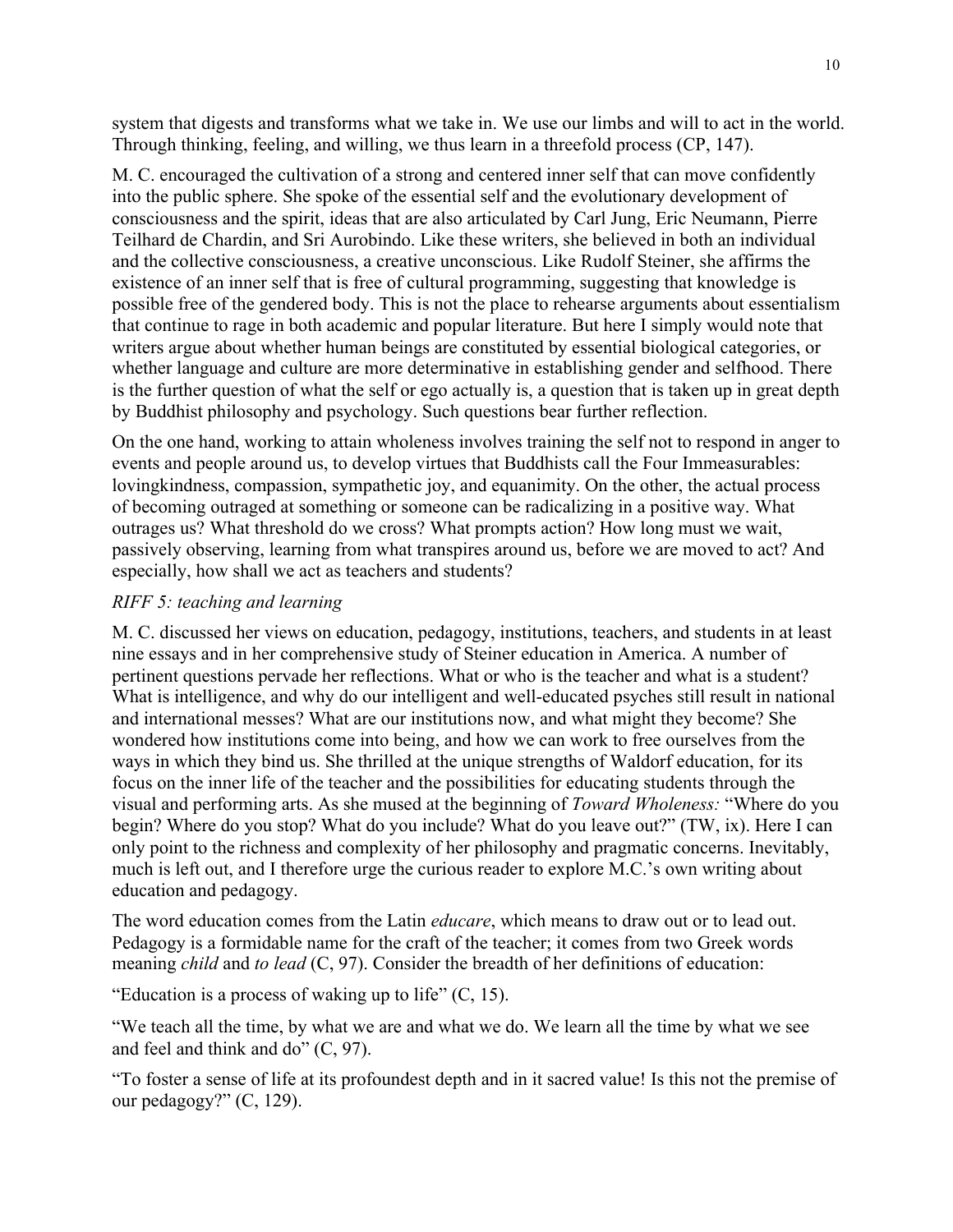system that digests and transforms what we take in. We use our limbs and will to act in the world. Through thinking, feeling, and willing, we thus learn in a threefold process (CP, 147).

M. C. encouraged the cultivation of a strong and centered inner self that can move confidently into the public sphere. She spoke of the essential self and the evolutionary development of consciousness and the spirit, ideas that are also articulated by Carl Jung, Eric Neumann, Pierre Teilhard de Chardin, and Sri Aurobindo. Like these writers, she believed in both an individual and the collective consciousness, a creative unconscious. Like Rudolf Steiner, she affirms the existence of an inner self that is free of cultural programming, suggesting that knowledge is possible free of the gendered body. This is not the place to rehearse arguments about essentialism that continue to rage in both academic and popular literature. But here I simply would note that writers argue about whether human beings are constituted by essential biological categories, or whether language and culture are more determinative in establishing gender and selfhood. There is the further question of what the self or ego actually is, a question that is taken up in great depth by Buddhist philosophy and psychology. Such questions bear further reflection.

On the one hand, working to attain wholeness involves training the self not to respond in anger to events and people around us, to develop virtues that Buddhists call the Four Immeasurables: lovingkindness, compassion, sympathetic joy, and equanimity. On the other, the actual process of becoming outraged at something or someone can be radicalizing in a positive way. What outrages us? What threshold do we cross? What prompts action? How long must we wait, passively observing, learning from what transpires around us, before we are moved to act? And especially, how shall we act as teachers and students?

*RIFF 5: teaching and learning*

M. C. discussed her views on education, pedagogy, institutions, teachers, and students in at least nine essays and in her comprehensive study of Steiner education in America. A number of pertinent questions pervade her reflections. What or who is the teacher and what is a student? What is intelligence, and why do our intelligent and well-educated psyches still result in national and international messes? What are our institutions now, and what might they become? She wondered how institutions come into being, and how we can work to free ourselves from the ways in which they bind us. She thrilled at the unique strengths of Waldorf education, for its focus on the inner life of the teacher and the possibilities for educating students through the visual and performing arts. As she mused at the beginning of *Toward Wholeness:* "Where do you begin? Where do you stop? What do you include? What do you leave out?" (TW, ix). Here I can only point to the richness and complexity of her philosophy and pragmatic concerns. Inevitably, much is left out, and I therefore urge the curious reader to explore M.C.'s own writing about education and pedagogy.

The word education comes from the Latin *educare*, which means to draw out or to lead out. Pedagogy is a formidable name for the craft of the teacher; it comes from two Greek words meaning *child* and *to lead* (C, 97). Consider the breadth of her definitions of education:

"Education is a process of waking up to life" (C, 15).

"We teach all the time, by what we are and what we do. We learn all the time by what we see and feel and think and do" (C, 97).

"To foster a sense of life at its profoundest depth and in it sacred value! Is this not the premise of our pedagogy?" (C, 129).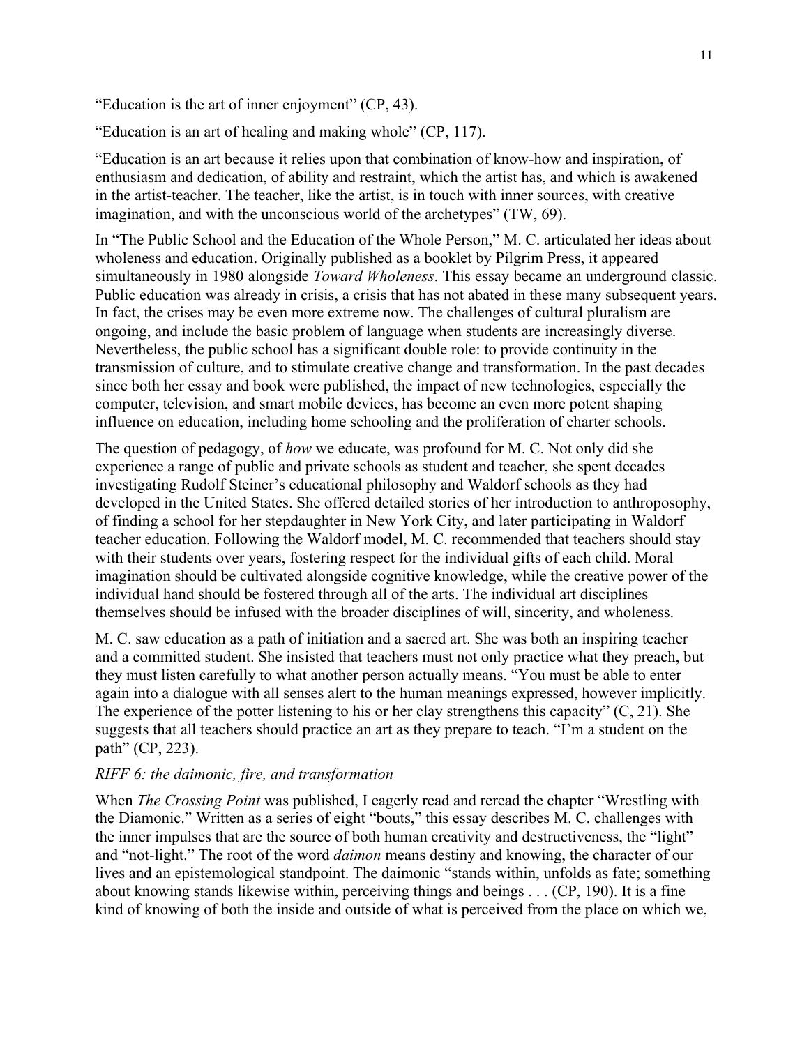"Education is the art of inner enjoyment" (CP, 43).

"Education is an art of healing and making whole" (CP, 117).

"Education is an art because it relies upon that combination of know-how and inspiration, of enthusiasm and dedication, of ability and restraint, which the artist has, and which is awakened in the artist-teacher. The teacher, like the artist, is in touch with inner sources, with creative imagination, and with the unconscious world of the archetypes" (TW, 69).

In "The Public School and the Education of the Whole Person," M. C. articulated her ideas about wholeness and education. Originally published as a booklet by Pilgrim Press, it appeared simultaneously in 1980 alongside *Toward Wholeness*. This essay became an underground classic. Public education was already in crisis, a crisis that has not abated in these many subsequent years. In fact, the crises may be even more extreme now. The challenges of cultural pluralism are ongoing, and include the basic problem of language when students are increasingly diverse. Nevertheless, the public school has a significant double role: to provide continuity in the transmission of culture, and to stimulate creative change and transformation. In the past decades since both her essay and book were published, the impact of new technologies, especially the computer, television, and smart mobile devices, has become an even more potent shaping influence on education, including home schooling and the proliferation of charter schools.

The question of pedagogy, of *how* we educate, was profound for M. C. Not only did she experience a range of public and private schools as student and teacher, she spent decades investigating Rudolf Steiner's educational philosophy and Waldorf schools as they had developed in the United States. She offered detailed stories of her introduction to anthroposophy, of finding a school for her stepdaughter in New York City, and later participating in Waldorf teacher education. Following the Waldorf model, M. C. recommended that teachers should stay with their students over years, fostering respect for the individual gifts of each child. Moral imagination should be cultivated alongside cognitive knowledge, while the creative power of the individual hand should be fostered through all of the arts. The individual art disciplines themselves should be infused with the broader disciplines of will, sincerity, and wholeness.

M. C. saw education as a path of initiation and a sacred art. She was both an inspiring teacher and a committed student. She insisted that teachers must not only practice what they preach, but they must listen carefully to what another person actually means. "You must be able to enter again into a dialogue with all senses alert to the human meanings expressed, however implicitly. The experience of the potter listening to his or her clay strengthens this capacity" (C, 21). She suggests that all teachers should practice an art as they prepare to teach. "I'm a student on the path" (CP, 223).

*RIFF 6: the daimonic, fire, and transformation*

When *The Crossing Point* was published, I eagerly read and reread the chapter "Wrestling with the Diamonic." Written as a series of eight "bouts," this essay describes M. C. challenges with the inner impulses that are the source of both human creativity and destructiveness, the "light" and "not-light." The root of the word *daimon* means destiny and knowing, the character of our lives and an epistemological standpoint. The daimonic "stands within, unfolds as fate; something about knowing stands likewise within, perceiving things and beings . . . (CP, 190). It is a fine kind of knowing of both the inside and outside of what is perceived from the place on which we,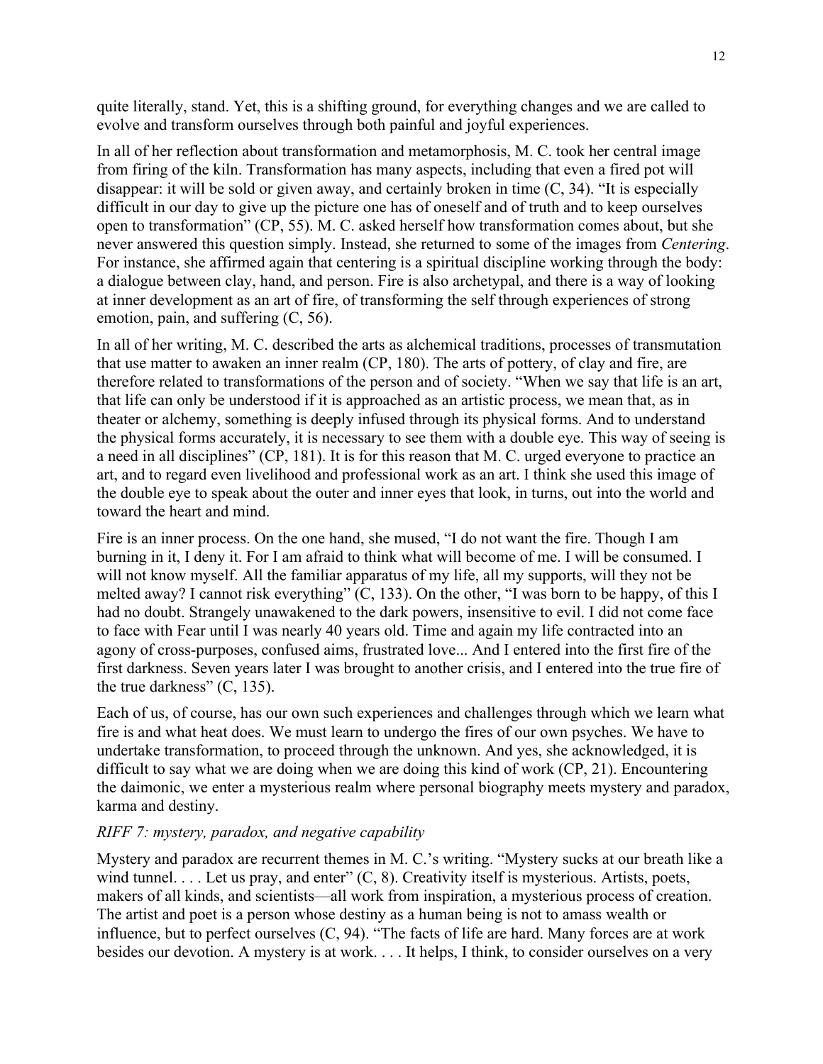quite literally, stand. Yet, this is a shifting ground, for everything changes and we are called to evolve and transform ourselves through both painful and joyful experiences.

In all of her reflection about transformation and metamorphosis, M. C. took her central image from firing of the kiln. Transformation has many aspects, including that even a fired pot will disappear: it will be sold or given away, and certainly broken in time (C, 34). "It is especially difficult in our day to give up the picture one has of oneself and of truth and to keep ourselves open to transformation" (CP, 55). M. C. asked herself how transformation comes about, but she never answered this question simply. Instead, she returned to some of the images from *Centering*. For instance, she affirmed again that centering is a spiritual discipline working through the body: a dialogue between clay, hand, and person. Fire is also archetypal, and there is a way of looking at inner development as an art of fire, of transforming the self through experiences of strong emotion, pain, and suffering (C, 56).

In all of her writing, M. C. described the arts as alchemical traditions, processes of transmutation that use matter to awaken an inner realm (CP, 180). The arts of pottery, of clay and fire, are therefore related to transformations of the person and of society. "When we say that life is an art, that life can only be understood if it is approached as an artistic process, we mean that, as in theater or alchemy, something is deeply infused through its physical forms. And to understand the physical forms accurately, it is necessary to see them with a double eye. This way of seeing is a need in all disciplines" (CP, 181). It is for this reason that M. C. urged everyone to practice an art, and to regard even livelihood and professional work as an art. I think she used this image of the double eye to speak about the outer and inner eyes that look, in turns, out into the world and toward the heart and mind.

Fire is an inner process. On the one hand, she mused, "I do not want the fire. Though I am burning in it, I deny it. For I am afraid to think what will become of me. I will be consumed. I will not know myself. All the familiar apparatus of my life, all my supports, will they not be melted away? I cannot risk everything" (C, 133). On the other, "I was born to be happy, of this I had no doubt. Strangely unawakened to the dark powers, insensitive to evil. I did not come face to face with Fear until I was nearly 40 years old. Time and again my life contracted into an agony of cross-purposes, confused aims, frustrated love... And I entered into the first fire of the first darkness. Seven years later I was brought to another crisis, and I entered into the true fire of the true darkness" (C, 135).

Each of us, of course, has our own such experiences and challenges through which we learn what fire is and what heat does. We must learn to undergo the fires of our own psyches. We have to undertake transformation, to proceed through the unknown. And yes, she acknowledged, it is difficult to say what we are doing when we are doing this kind of work (CP, 21). Encountering the daimonic, we enter a mysterious realm where personal biography meets mystery and paradox, karma and destiny.

*RIFF 7: mystery, paradox, and negative capability*

Mystery and paradox are recurrent themes in M. C.'s writing. "Mystery sucks at our breath like a wind tunnel. . . . Let us pray, and enter" (C, 8). Creativity itself is mysterious. Artists, poets, makers of all kinds, and scientists—all work from inspiration, a mysterious process of creation. The artist and poet is a person whose destiny as a human being is not to amass wealth or influence, but to perfect ourselves (C, 94). "The facts of life are hard. Many forces are at work besides our devotion. A mystery is at work. . . . It helps, I think, to consider ourselves on a very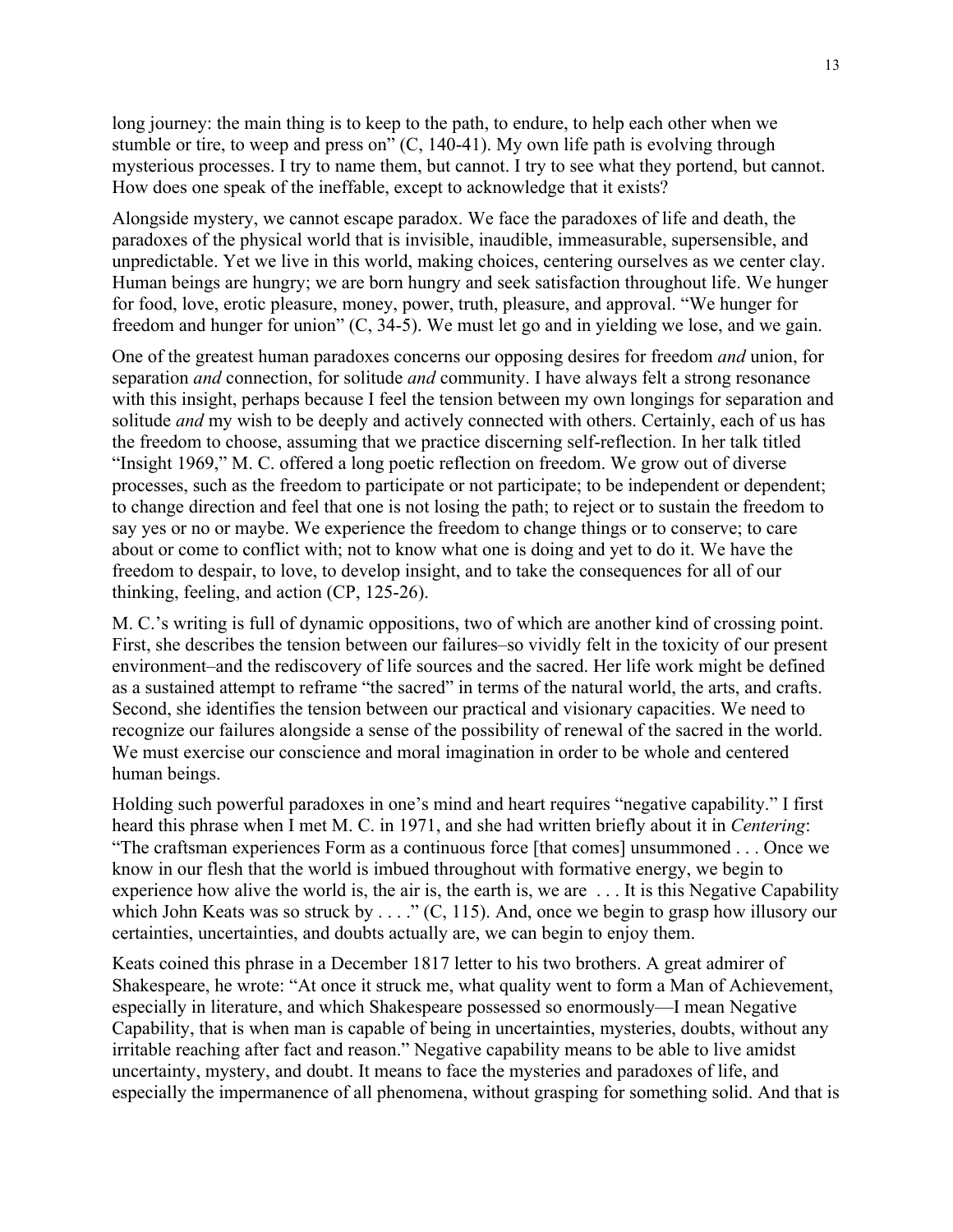long journey: the main thing is to keep to the path, to endure, to help each other when we stumble or tire, to weep and press on" (C, 140-41). My own life path is evolving through mysterious processes. I try to name them, but cannot. I try to see what they portend, but cannot. How does one speak of the ineffable, except to acknowledge that it exists?

Alongside mystery, we cannot escape paradox. We face the paradoxes of life and death, the paradoxes of the physical world that is invisible, inaudible, immeasurable, supersensible, and unpredictable. Yet we live in this world, making choices, centering ourselves as we center clay. Human beings are hungry; we are born hungry and seek satisfaction throughout life. We hunger for food, love, erotic pleasure, money, power, truth, pleasure, and approval. "We hunger for freedom and hunger for union" (C, 34-5). We must let go and in yielding we lose, and we gain.

One of the greatest human paradoxes concerns our opposing desires for freedom *and* union, for separation *and* connection, for solitude *and* community. I have always felt a strong resonance with this insight, perhaps because I feel the tension between my own longings for separation and solitude *and* my wish to be deeply and actively connected with others. Certainly, each of us has the freedom to choose, assuming that we practice discerning self-reflection. In her talk titled "Insight 1969," M. C. offered a long poetic reflection on freedom. We grow out of diverse processes, such as the freedom to participate or not participate; to be independent or dependent; to change direction and feel that one is not losing the path; to reject or to sustain the freedom to say yes or no or maybe. We experience the freedom to change things or to conserve; to care about or come to conflict with; not to know what one is doing and yet to do it. We have the freedom to despair, to love, to develop insight, and to take the consequences for all of our thinking, feeling, and action (CP, 125-26).

M. C.'s writing is full of dynamic oppositions, two of which are another kind of crossing point. First, she describes the tension between our failures–so vividly felt in the toxicity of our present environment–and the rediscovery of life sources and the sacred. Her life work might be defined as a sustained attempt to reframe "the sacred" in terms of the natural world, the arts, and crafts. Second, she identifies the tension between our practical and visionary capacities. We need to recognize our failures alongside a sense of the possibility of renewal of the sacred in the world. We must exercise our conscience and moral imagination in order to be whole and centered human beings.

Holding such powerful paradoxes in one's mind and heart requires "negative capability." I first heard this phrase when I met M. C. in 1971, and she had written briefly about it in *Centering*: "The craftsman experiences Form as a continuous force [that comes] unsummoned . . . Once we know in our flesh that the world is imbued throughout with formative energy, we begin to experience how alive the world is, the air is, the earth is, we are . . . It is this Negative Capability which John Keats was so struck by . . . ." (C, 115). And, once we begin to grasp how illusory our certainties, uncertainties, and doubts actually are, we can begin to enjoy them.

Keats coined this phrase in a December 1817 letter to his two brothers. A great admirer of Shakespeare, he wrote: "At once it struck me, what quality went to form a Man of Achievement, especially in literature, and which Shakespeare possessed so enormously—I mean Negative Capability, that is when man is capable of being in uncertainties, mysteries, doubts, without any irritable reaching after fact and reason." Negative capability means to be able to live amidst uncertainty, mystery, and doubt. It means to face the mysteries and paradoxes of life, and especially the impermanence of all phenomena, without grasping for something solid. And that is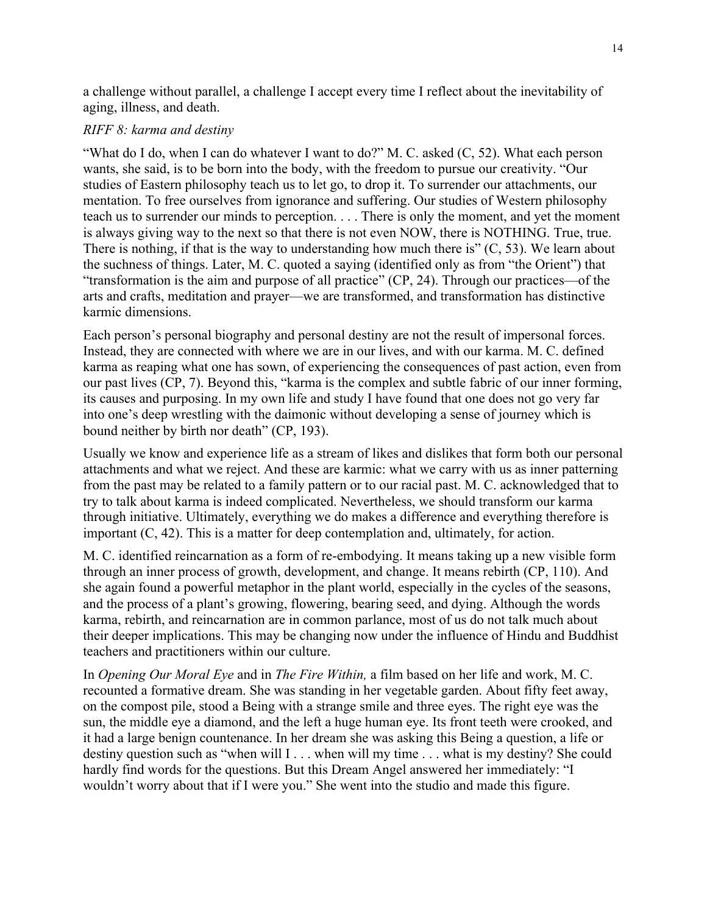a challenge without parallel, a challenge I accept every time I reflect about the inevitability of aging, illness, and death.

*RIFF 8: karma and destiny*

"What do I do, when I can do whatever I want to do?" M. C. asked (C, 52). What each person wants, she said, is to be born into the body, with the freedom to pursue our creativity. "Our studies of Eastern philosophy teach us to let go, to drop it. To surrender our attachments, our mentation. To free ourselves from ignorance and suffering. Our studies of Western philosophy teach us to surrender our minds to perception. . . . There is only the moment, and yet the moment is always giving way to the next so that there is not even NOW, there is NOTHING. True, true. There is nothing, if that is the way to understanding how much there is" (C, 53). We learn about the suchness of things. Later, M. C. quoted a saying (identified only as from "the Orient") that "transformation is the aim and purpose of all practice" (CP, 24). Through our practices—of the arts and crafts, meditation and prayer—we are transformed, and transformation has distinctive karmic dimensions.

Each person's personal biography and personal destiny are not the result of impersonal forces. Instead, they are connected with where we are in our lives, and with our karma. M. C. defined karma as reaping what one has sown, of experiencing the consequences of past action, even from our past lives (CP, 7). Beyond this, "karma is the complex and subtle fabric of our inner forming, its causes and purposing. In my own life and study I have found that one does not go very far into one's deep wrestling with the daimonic without developing a sense of journey which is bound neither by birth nor death" (CP, 193).

Usually we know and experience life as a stream of likes and dislikes that form both our personal attachments and what we reject. And these are karmic: what we carry with us as inner patterning from the past may be related to a family pattern or to our racial past. M. C. acknowledged that to try to talk about karma is indeed complicated. Nevertheless, we should transform our karma through initiative. Ultimately, everything we do makes a difference and everything therefore is important (C, 42). This is a matter for deep contemplation and, ultimately, for action.

M. C. identified reincarnation as a form of re-embodying. It means taking up a new visible form through an inner process of growth, development, and change. It means rebirth (CP, 110). And she again found a powerful metaphor in the plant world, especially in the cycles of the seasons, and the process of a plant's growing, flowering, bearing seed, and dying. Although the words karma, rebirth, and reincarnation are in common parlance, most of us do not talk much about their deeper implications. This may be changing now under the influence of Hindu and Buddhist teachers and practitioners within our culture.

In *Opening Our Moral Eye* and in *The Fire Within,* a film based on her life and work, M. C. recounted a formative dream. She was standing in her vegetable garden. About fifty feet away, on the compost pile, stood a Being with a strange smile and three eyes. The right eye was the sun, the middle eye a diamond, and the left a huge human eye. Its front teeth were crooked, and it had a large benign countenance. In her dream she was asking this Being a question, a life or destiny question such as "when will I . . . when will my time . . . what is my destiny? She could hardly find words for the questions. But this Dream Angel answered her immediately: "I wouldn't worry about that if I were you." She went into the studio and made this figure.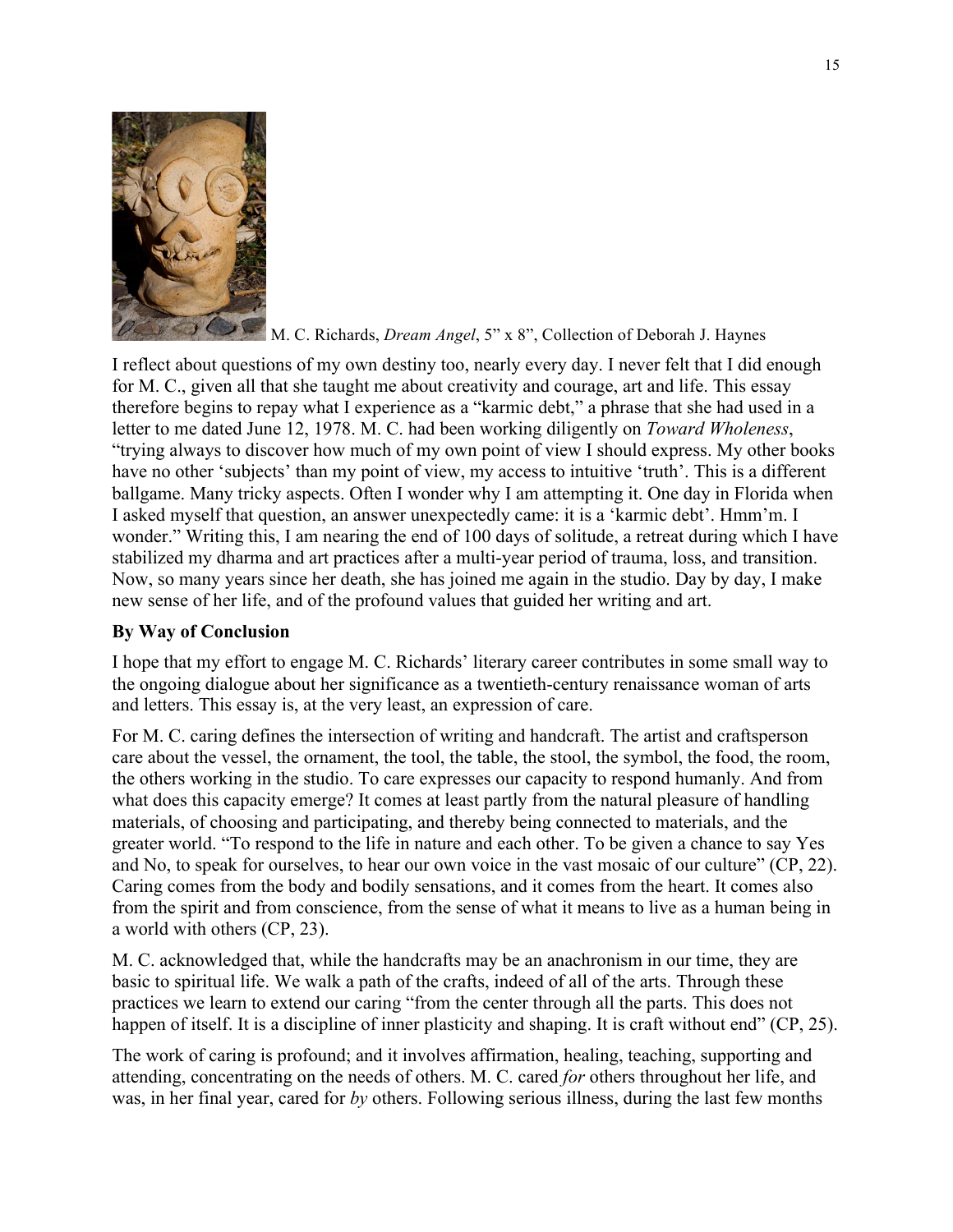M. C. Richards, *Dream Angel*, 5" x 8", Collection of Deborah J. Haynes

I reflect about questions of my own destiny too, nearly every day. I never felt that I did enough for M. C., given all that she taught me about creativity and courage, art and life. This essay therefore begins to repay what I experience as a "karmic debt," a phrase that she had used in a letter to me dated June 12, 1978. M. C. had been working diligently on *Toward Wholeness*, "trying always to discover how much of my own point of view I should express. My other books have no other 'subjects' than my point of view, my access to intuitive 'truth'. This is a different ballgame. Many tricky aspects. Often I wonder why I am attempting it. One day in Florida when I asked myself that question, an answer unexpectedly came: it is a 'karmic debt'. Hmm'm. I wonder." Writing this, I am nearing the end of 100 days of solitude, a retreat during which I have stabilized my dharma and art practices after a multi-year period of trauma, loss, and transition. Now, so many years since her death, she has joined me again in the studio. Day by day, I make new sense of her life, and of the profound values that guided her writing and art.

**By Way of Conclusion**

I hope that my effort to engage M. C. Richards' literary career contributes in some small way to the ongoing dialogue about her significance as a twentieth-century renaissance woman of arts and letters. This essay is, at the very least, an expression of care.

For M. C. caring defines the intersection of writing and handcraft. The artist and craftsperson care about the vessel, the ornament, the tool, the table, the stool, the symbol, the food, the room, the others working in the studio. To care expresses our capacity to respond humanly. And from what does this capacity emerge? It comes at least partly from the natural pleasure of handling materials, of choosing and participating, and thereby being connected to materials, and the greater world. "To respond to the life in nature and each other. To be given a chance to say Yes and No, to speak for ourselves, to hear our own voice in the vast mosaic of our culture" (CP, 22). Caring comes from the body and bodily sensations, and it comes from the heart. It comes also from the spirit and from conscience, from the sense of what it means to live as a human being in a world with others (CP, 23).

M. C. acknowledged that, while the handcrafts may be an anachronism in our time, they are basic to spiritual life. We walk a path of the crafts, indeed of all of the arts. Through these practices we learn to extend our caring "from the center through all the parts. This does not happen of itself. It is a discipline of inner plasticity and shaping. It is craft without end" (CP, 25).

The work of caring is profound; and it involves affirmation, healing, teaching, supporting and attending, concentrating on the needs of others. M. C. cared *for* others throughout her life, and was, in her final year, cared for *by* others. Following serious illness, during the last few months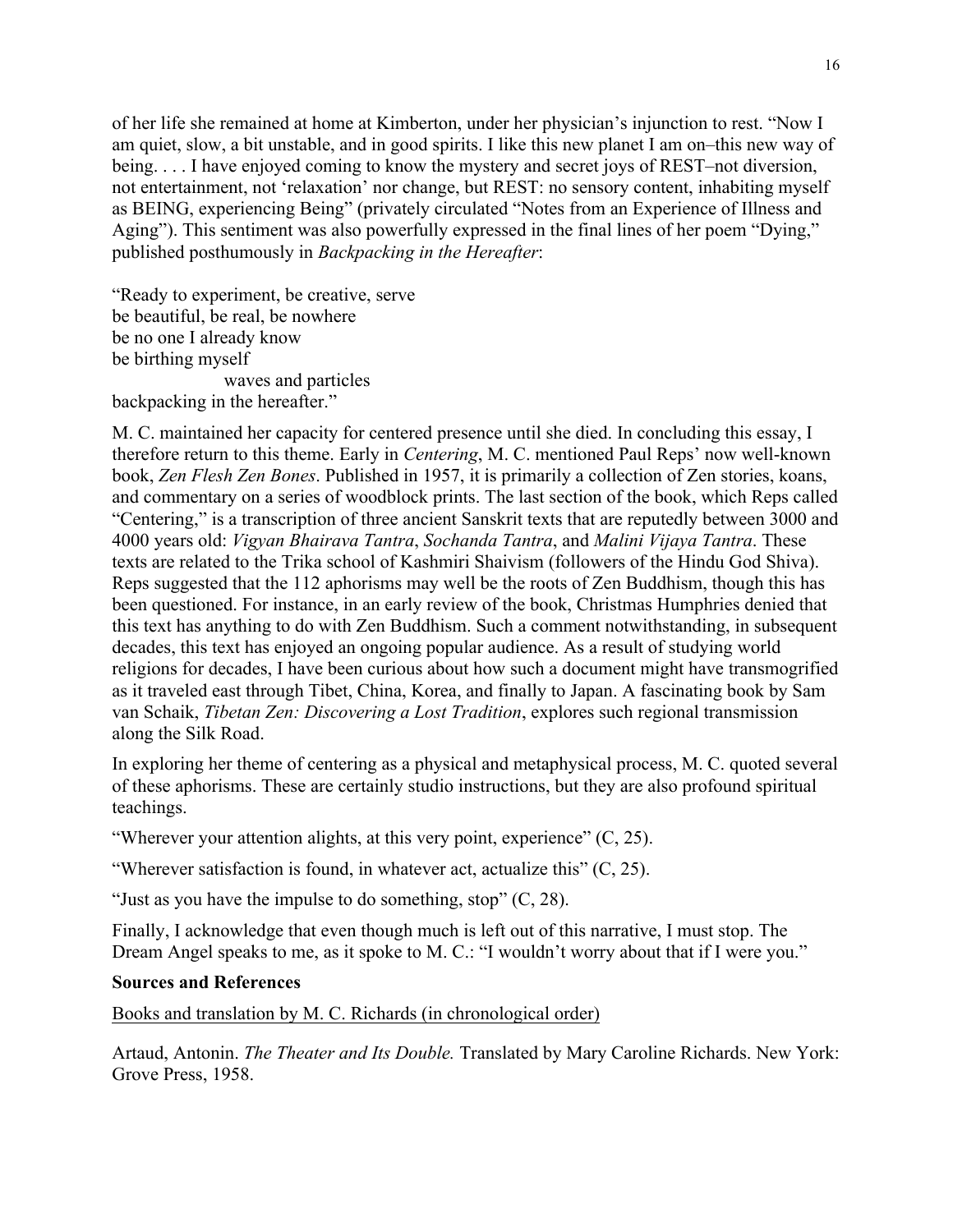of her life she remained at home at Kimberton, under her physician's injunction to rest. "Now I am quiet, slow, a bit unstable, and in good spirits. I like this new planet I am on–this new way of being. . . . I have enjoyed coming to know the mystery and secret joys of REST–not diversion, not entertainment, not 'relaxation' nor change, but REST: no sensory content, inhabiting myself as BEING, experiencing Being" (privately circulated "Notes from an Experience of Illness and Aging"). This sentiment was also powerfully expressed in the final lines of her poem "Dying," published posthumously in *Backpacking in the Hereafter*:

"Ready to experiment, be creative, serve  
be beautiful, be real, be nowhere  
be no one I already know  
be birthing myself  
                    waves and particles  
backpacking in the hereafter."

M. C. maintained her capacity for centered presence until she died. In concluding this essay, I therefore return to this theme. Early in *Centering*, M. C. mentioned Paul Reps' now well-known book, *Zen Flesh Zen Bones*. Published in 1957, it is primarily a collection of Zen stories, koans, and commentary on a series of woodblock prints. The last section of the book, which Reps called "Centering," is a transcription of three ancient Sanskrit texts that are reputedly between 3000 and 4000 years old: *Vigyan Bhairava Tantra*, *Sochanda Tantra*, and *Malini Vijaya Tantra*. These texts are related to the Trika school of Kashmiri Shaivism (followers of the Hindu God Shiva). Reps suggested that the 112 aphorisms may well be the roots of Zen Buddhism, though this has been questioned. For instance, in an early review of the book, Christmas Humphries denied that this text has anything to do with Zen Buddhism. Such a comment notwithstanding, in subsequent decades, this text has enjoyed an ongoing popular audience. As a result of studying world religions for decades, I have been curious about how such a document might have transmogrified as it traveled east through Tibet, China, Korea, and finally to Japan. A fascinating book by Sam van Schaik, *Tibetan Zen: Discovering a Lost Tradition*, explores such regional transmission along the Silk Road.

In exploring her theme of centering as a physical and metaphysical process, M. C. quoted several of these aphorisms. These are certainly studio instructions, but they are also profound spiritual teachings.

"Wherever your attention alights, at this very point, experience" (C, 25).

"Wherever satisfaction is found, in whatever act, actualize this" (C, 25).

"Just as you have the impulse to do something, stop" (C, 28).

Finally, I acknowledge that even though much is left out of this narrative, I must stop. The Dream Angel speaks to me, as it spoke to M. C.: "I wouldn't worry about that if I were you."

**Sources and References**

Books and translation by M. C. Richards (in chronological order)

Artaud, Antonin. *The Theater and Its Double.* Translated by Mary Caroline Richards. New York: Grove Press, 1958.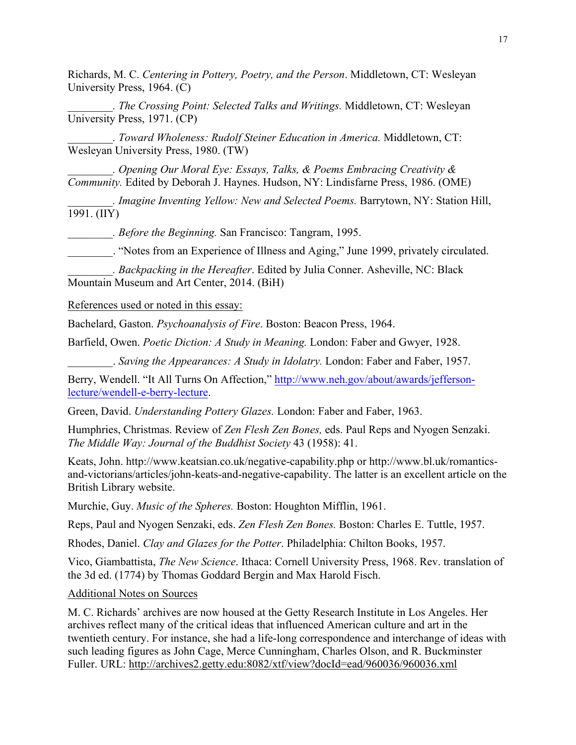Richards, M. C. *Centering in Pottery, Poetry, and the Person*. Middletown, CT: Wesleyan University Press, 1964. (C)

________. *The Crossing Point: Selected Talks and Writings.* Middletown, CT: Wesleyan University Press, 1971. (CP)

________. *Toward Wholeness: Rudolf Steiner Education in America.* Middletown, CT: Wesleyan University Press, 1980. (TW)

________. *Opening Our Moral Eye: Essays, Talks, & Poems Embracing Creativity & Community.* Edited by Deborah J. Haynes. Hudson, NY: Lindisfarne Press, 1986. (OME)

________. *Imagine Inventing Yellow: New and Selected Poems.* Barrytown, NY: Station Hill, 1991. (IIY)

________. *Before the Beginning.* San Francisco: Tangram, 1995.

________. "Notes from an Experience of Illness and Aging," June 1999, privately circulated.

________. *Backpacking in the Hereafter*. Edited by Julia Conner. Asheville, NC: Black Mountain Museum and Art Center, 2014. (BiH)

<u>References used or noted in this essay:</u>

Bachelard, Gaston. *Psychoanalysis of Fire*. Boston: Beacon Press, 1964.

Barfield, Owen. *Poetic Diction: A Study in Meaning.* London: Faber and Gwyer, 1928.

________. *Saving the Appearances: A Study in Idolatry.* London: Faber and Faber, 1957.

Berry, Wendell. "It All Turns On Affection," http://www.neh.gov/about/awards/jefferson-lecture/wendell-e-berry-lecture.

Green, David. *Understanding Pottery Glazes.* London: Faber and Faber, 1963.

Humphries, Christmas. Review of *Zen Flesh Zen Bones,* eds. Paul Reps and Nyogen Senzaki. *The Middle Way: Journal of the Buddhist Society* 43 (1958): 41.

Keats, John. http://www.keatsian.co.uk/negative-capability.php or http://www.bl.uk/romantics-and-victorians/articles/john-keats-and-negative-capability. The latter is an excellent article on the British Library website.

Murchie, Guy. *Music of the Spheres.* Boston: Houghton Mifflin, 1961.

Reps, Paul and Nyogen Senzaki, eds. *Zen Flesh Zen Bones.* Boston: Charles E. Tuttle, 1957.

Rhodes, Daniel. *Clay and Glazes for the Potter*. Philadelphia: Chilton Books, 1957.

Vico, Giambattista, *The New Science*. Ithaca: Cornell University Press, 1968. Rev. translation of the 3d ed. (1774) by Thomas Goddard Bergin and Max Harold Fisch.

<u>Additional Notes on Sources</u>

M. C. Richards' archives are now housed at the Getty Research Institute in Los Angeles. Her archives reflect many of the critical ideas that influenced American culture and art in the twentieth century. For instance, she had a life-long correspondence and interchange of ideas with such leading figures as John Cage, Merce Cunningham, Charles Olson, and R. Buckminster Fuller. URL: http://archives2.getty.edu:8082/xtf/view?docId=ead/960036/960036.xml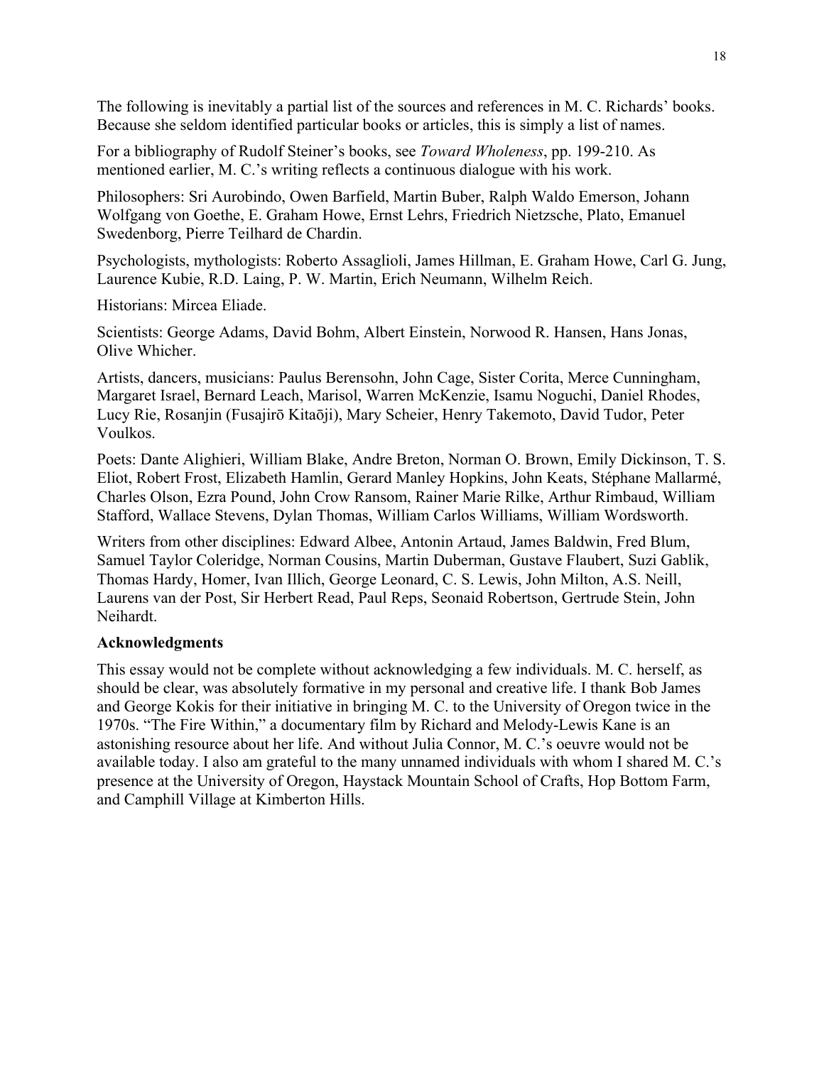The following is inevitably a partial list of the sources and references in M. C. Richards' books. Because she seldom identified particular books or articles, this is simply a list of names.

For a bibliography of Rudolf Steiner's books, see *Toward Wholeness*, pp. 199-210. As mentioned earlier, M. C.'s writing reflects a continuous dialogue with his work.

Philosophers: Sri Aurobindo, Owen Barfield, Martin Buber, Ralph Waldo Emerson, Johann Wolfgang von Goethe, E. Graham Howe, Ernst Lehrs, Friedrich Nietzsche, Plato, Emanuel Swedenborg, Pierre Teilhard de Chardin.

Psychologists, mythologists: Roberto Assaglioli, James Hillman, E. Graham Howe, Carl G. Jung, Laurence Kubie, R.D. Laing, P. W. Martin, Erich Neumann, Wilhelm Reich.

Historians: Mircea Eliade.

Scientists: George Adams, David Bohm, Albert Einstein, Norwood R. Hansen, Hans Jonas, Olive Whicher.

Artists, dancers, musicians: Paulus Berensohn, John Cage, Sister Corita, Merce Cunningham, Margaret Israel, Bernard Leach, Marisol, Warren McKenzie, Isamu Noguchi, Daniel Rhodes, Lucy Rie, Rosanjin (Fusajirō Kitaōji), Mary Scheier, Henry Takemoto, David Tudor, Peter Voulkos.

Poets: Dante Alighieri, William Blake, Andre Breton, Norman O. Brown, Emily Dickinson, T. S. Eliot, Robert Frost, Elizabeth Hamlin, Gerard Manley Hopkins, John Keats, Stéphane Mallarmé, Charles Olson, Ezra Pound, John Crow Ransom, Rainer Marie Rilke, Arthur Rimbaud, William Stafford, Wallace Stevens, Dylan Thomas, William Carlos Williams, William Wordsworth.

Writers from other disciplines: Edward Albee, Antonin Artaud, James Baldwin, Fred Blum, Samuel Taylor Coleridge, Norman Cousins, Martin Duberman, Gustave Flaubert, Suzi Gablik, Thomas Hardy, Homer, Ivan Illich, George Leonard, C. S. Lewis, John Milton, A.S. Neill, Laurens van der Post, Sir Herbert Read, Paul Reps, Seonaid Robertson, Gertrude Stein, John Neihardt.

**Acknowledgments**

This essay would not be complete without acknowledging a few individuals. M. C. herself, as should be clear, was absolutely formative in my personal and creative life. I thank Bob James and George Kokis for their initiative in bringing M. C. to the University of Oregon twice in the 1970s. "The Fire Within," a documentary film by Richard and Melody-Lewis Kane is an astonishing resource about her life. And without Julia Connor, M. C.'s oeuvre would not be available today. I also am grateful to the many unnamed individuals with whom I shared M. C.'s presence at the University of Oregon, Haystack Mountain School of Crafts, Hop Bottom Farm, and Camphill Village at Kimberton Hills.